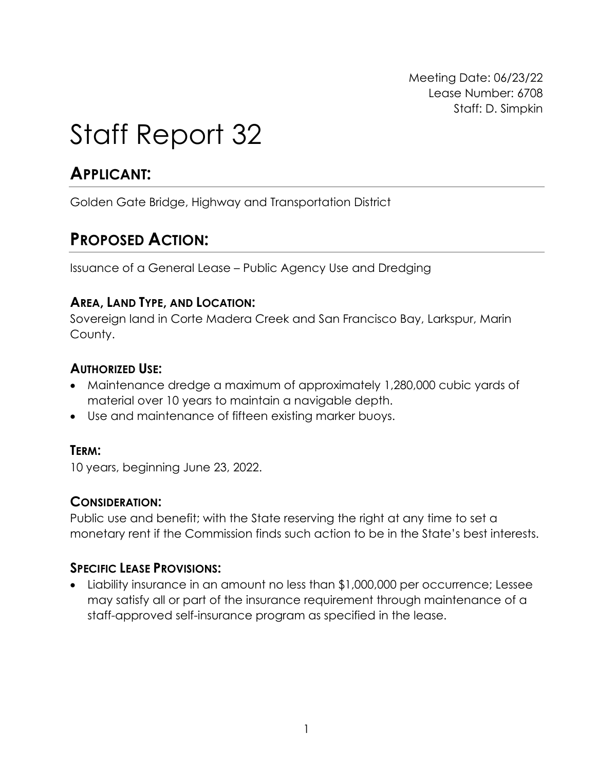Meeting Date: 06/23/22
Lease Number: 6708
Staff: D. Simpkin

# Staff Report 32

## APPLICANT:

Golden Gate Bridge, Highway and Transportation District

## PROPOSED ACTION:

Issuance of a General Lease – Public Agency Use and Dredging

### AREA, LAND TYPE, AND LOCATION:

Sovereign land in Corte Madera Creek and San Francisco Bay, Larkspur, Marin County.

### AUTHORIZED USE:

- Maintenance dredge a maximum of approximately 1,280,000 cubic yards of material over 10 years to maintain a navigable depth.
- Use and maintenance of fifteen existing marker buoys.

### TERM:

10 years, beginning June 23, 2022.

### CONSIDERATION:

Public use and benefit; with the State reserving the right at any time to set a monetary rent if the Commission finds such action to be in the State's best interests.

### SPECIFIC LEASE PROVISIONS:

- Liability insurance in an amount no less than $1,000,000 per occurrence; Lessee may satisfy all or part of the insurance requirement through maintenance of a staff-approved self-insurance program as specified in the lease.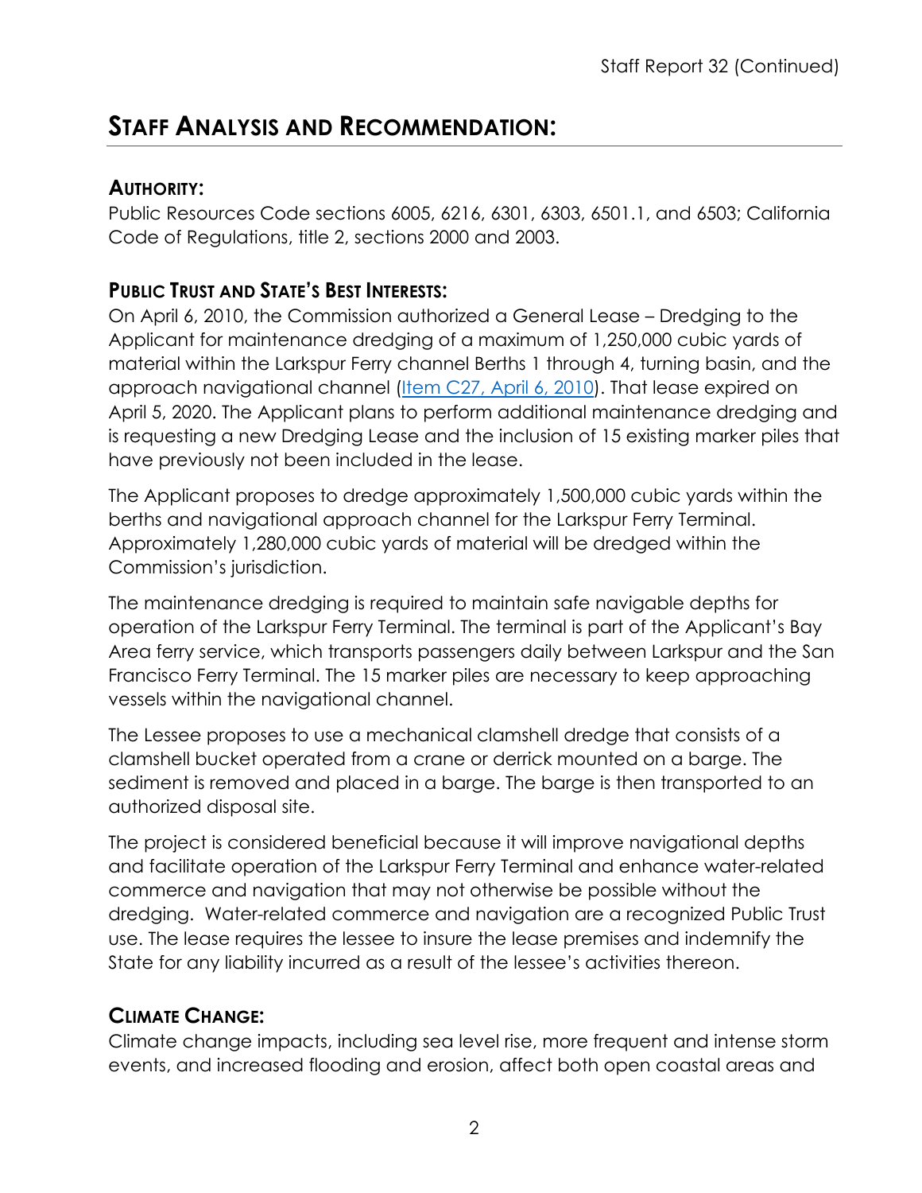## Staff Analysis and Recommendation:

### Authority:

Public Resources Code sections 6005, 6216, 6301, 6303, 6501.1, and 6503; California Code of Regulations, title 2, sections 2000 and 2003.

### Public Trust and State's Best Interests:

On April 6, 2010, the Commission authorized a General Lease – Dredging to the Applicant for maintenance dredging of a maximum of 1,250,000 cubic yards of material within the Larkspur Ferry channel Berths 1 through 4, turning basin, and the approach navigational channel (Item C27, April 6, 2010). That lease expired on April 5, 2020. The Applicant plans to perform additional maintenance dredging and is requesting a new Dredging Lease and the inclusion of 15 existing marker piles that have previously not been included in the lease.

The Applicant proposes to dredge approximately 1,500,000 cubic yards within the berths and navigational approach channel for the Larkspur Ferry Terminal. Approximately 1,280,000 cubic yards of material will be dredged within the Commission's jurisdiction.

The maintenance dredging is required to maintain safe navigable depths for operation of the Larkspur Ferry Terminal. The terminal is part of the Applicant's Bay Area ferry service, which transports passengers daily between Larkspur and the San Francisco Ferry Terminal. The 15 marker piles are necessary to keep approaching vessels within the navigational channel.

The Lessee proposes to use a mechanical clamshell dredge that consists of a clamshell bucket operated from a crane or derrick mounted on a barge. The sediment is removed and placed in a barge. The barge is then transported to an authorized disposal site.

The project is considered beneficial because it will improve navigational depths and facilitate operation of the Larkspur Ferry Terminal and enhance water-related commerce and navigation that may not otherwise be possible without the dredging. Water-related commerce and navigation are a recognized Public Trust use. The lease requires the lessee to insure the lease premises and indemnify the State for any liability incurred as a result of the lessee's activities thereon.

### Climate Change:

Climate change impacts, including sea level rise, more frequent and intense storm events, and increased flooding and erosion, affect both open coastal areas and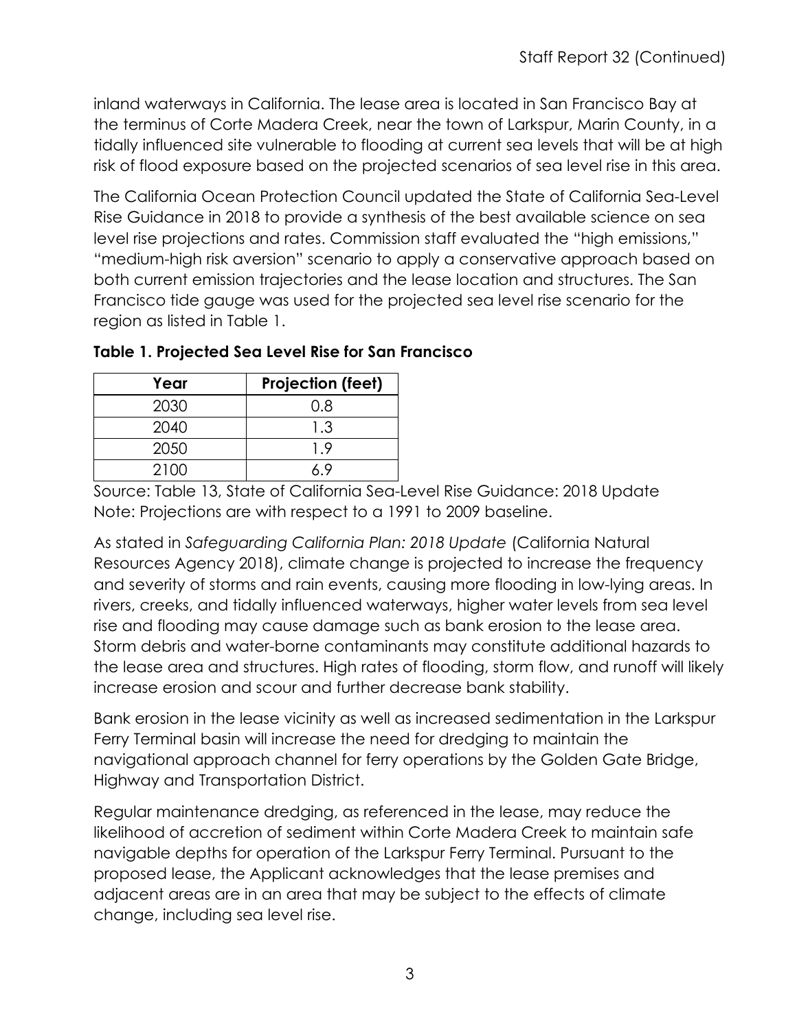inland waterways in California. The lease area is located in San Francisco Bay at the terminus of Corte Madera Creek, near the town of Larkspur, Marin County, in a tidally influenced site vulnerable to flooding at current sea levels that will be at high risk of flood exposure based on the projected scenarios of sea level rise in this area.

The California Ocean Protection Council updated the State of California Sea-Level Rise Guidance in 2018 to provide a synthesis of the best available science on sea level rise projections and rates. Commission staff evaluated the "high emissions," "medium-high risk aversion" scenario to apply a conservative approach based on both current emission trajectories and the lease location and structures. The San Francisco tide gauge was used for the projected sea level rise scenario for the region as listed in Table 1.

**Table 1. Projected Sea Level Rise for San Francisco**

| Year | Projection (feet) |
|---|---|
| 2030 | 0.8 |
| 2040 | 1.3 |
| 2050 | 1.9 |
| 2100 | 6.9 |

Source: Table 13, State of California Sea-Level Rise Guidance: 2018 Update
Note: Projections are with respect to a 1991 to 2009 baseline.

As stated in *Safeguarding California Plan: 2018 Update* (California Natural Resources Agency 2018), climate change is projected to increase the frequency and severity of storms and rain events, causing more flooding in low-lying areas. In rivers, creeks, and tidally influenced waterways, higher water levels from sea level rise and flooding may cause damage such as bank erosion to the lease area. Storm debris and water-borne contaminants may constitute additional hazards to the lease area and structures. High rates of flooding, storm flow, and runoff will likely increase erosion and scour and further decrease bank stability.

Bank erosion in the lease vicinity as well as increased sedimentation in the Larkspur Ferry Terminal basin will increase the need for dredging to maintain the navigational approach channel for ferry operations by the Golden Gate Bridge, Highway and Transportation District.

Regular maintenance dredging, as referenced in the lease, may reduce the likelihood of accretion of sediment within Corte Madera Creek to maintain safe navigable depths for operation of the Larkspur Ferry Terminal. Pursuant to the proposed lease, the Applicant acknowledges that the lease premises and adjacent areas are in an area that may be subject to the effects of climate change, including sea level rise.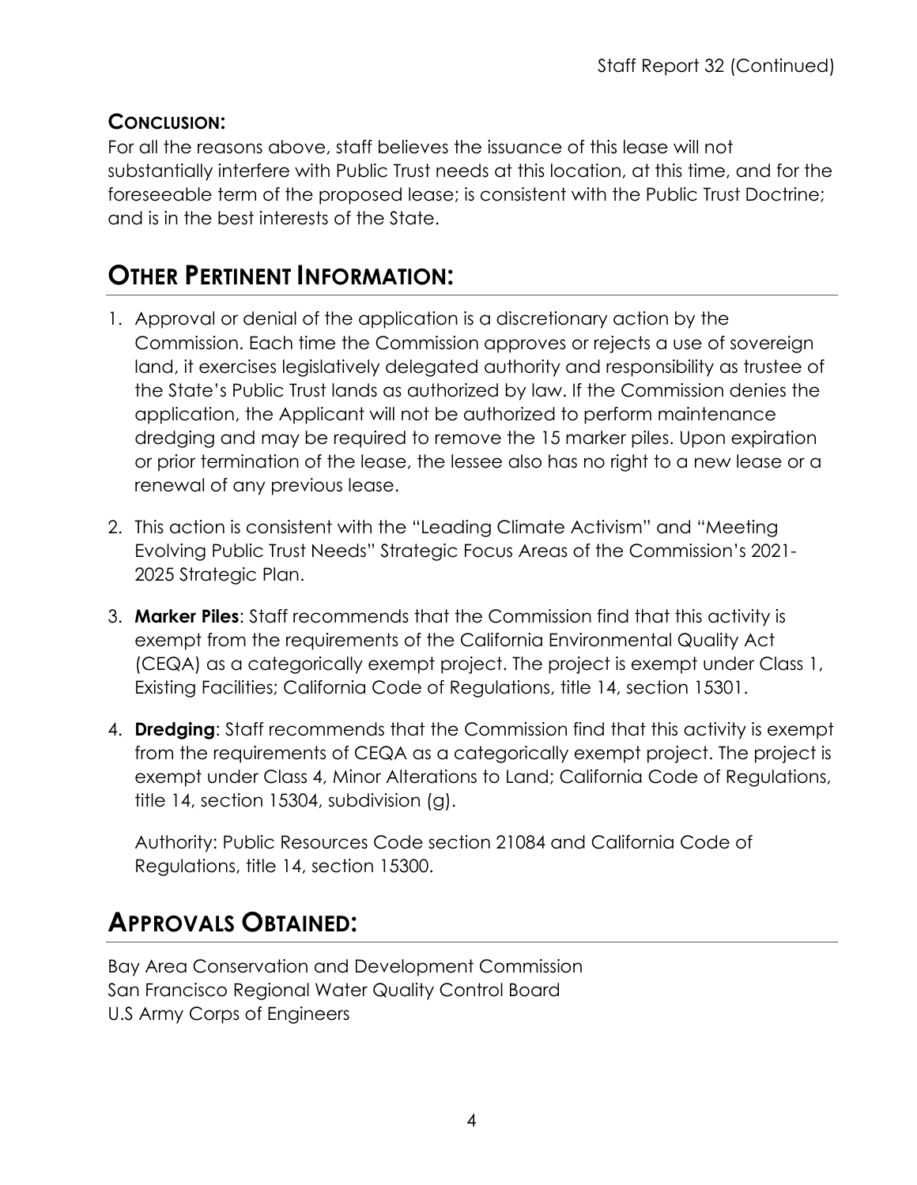### Conclusion:

For all the reasons above, staff believes the issuance of this lease will not substantially interfere with Public Trust needs at this location, at this time, and for the foreseeable term of the proposed lease; is consistent with the Public Trust Doctrine; and is in the best interests of the State.

## Other Pertinent Information:

1. Approval or denial of the application is a discretionary action by the Commission. Each time the Commission approves or rejects a use of sovereign land, it exercises legislatively delegated authority and responsibility as trustee of the State's Public Trust lands as authorized by law. If the Commission denies the application, the Applicant will not be authorized to perform maintenance dredging and may be required to remove the 15 marker piles. Upon expiration or prior termination of the lease, the lessee also has no right to a new lease or a renewal of any previous lease.

2. This action is consistent with the "Leading Climate Activism" and "Meeting Evolving Public Trust Needs" Strategic Focus Areas of the Commission's 2021-2025 Strategic Plan.

3. **Marker Piles**: Staff recommends that the Commission find that this activity is exempt from the requirements of the California Environmental Quality Act (CEQA) as a categorically exempt project. The project is exempt under Class 1, Existing Facilities; California Code of Regulations, title 14, section 15301.

4. **Dredging**: Staff recommends that the Commission find that this activity is exempt from the requirements of CEQA as a categorically exempt project. The project is exempt under Class 4, Minor Alterations to Land; California Code of Regulations, title 14, section 15304, subdivision (g).

   Authority: Public Resources Code section 21084 and California Code of Regulations, title 14, section 15300.

## Approvals Obtained:

Bay Area Conservation and Development Commission
San Francisco Regional Water Quality Control Board
U.S Army Corps of Engineers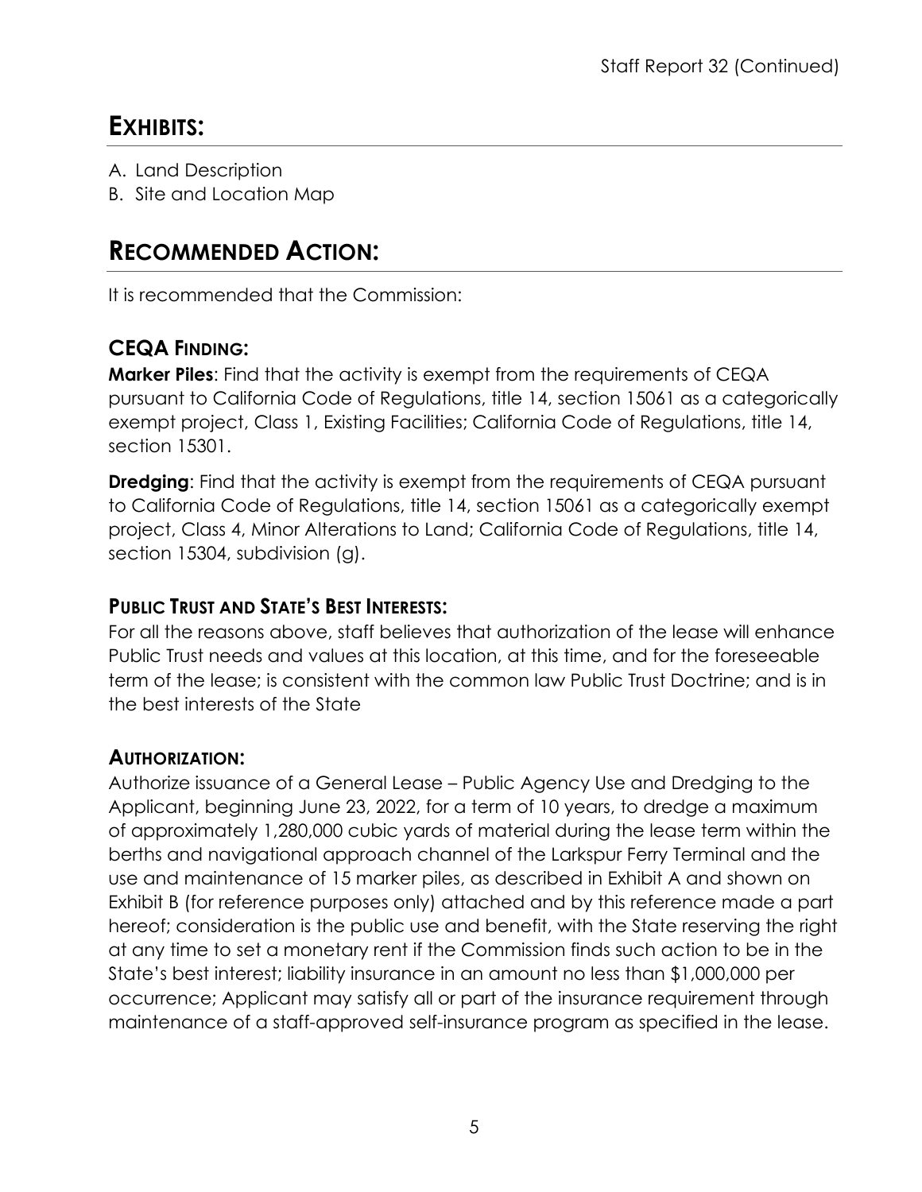## EXHIBITS:

A. Land Description
B. Site and Location Map

## RECOMMENDED ACTION:

It is recommended that the Commission:

### CEQA FINDING:

**Marker Piles**: Find that the activity is exempt from the requirements of CEQA pursuant to California Code of Regulations, title 14, section 15061 as a categorically exempt project, Class 1, Existing Facilities; California Code of Regulations, title 14, section 15301.

**Dredging**: Find that the activity is exempt from the requirements of CEQA pursuant to California Code of Regulations, title 14, section 15061 as a categorically exempt project, Class 4, Minor Alterations to Land; California Code of Regulations, title 14, section 15304, subdivision (g).

### PUBLIC TRUST AND STATE'S BEST INTERESTS:

For all the reasons above, staff believes that authorization of the lease will enhance Public Trust needs and values at this location, at this time, and for the foreseeable term of the lease; is consistent with the common law Public Trust Doctrine; and is in the best interests of the State

### AUTHORIZATION:

Authorize issuance of a General Lease – Public Agency Use and Dredging to the Applicant, beginning June 23, 2022, for a term of 10 years, to dredge a maximum of approximately 1,280,000 cubic yards of material during the lease term within the berths and navigational approach channel of the Larkspur Ferry Terminal and the use and maintenance of 15 marker piles, as described in Exhibit A and shown on Exhibit B (for reference purposes only) attached and by this reference made a part hereof; consideration is the public use and benefit, with the State reserving the right at any time to set a monetary rent if the Commission finds such action to be in the State's best interest; liability insurance in an amount no less than $1,000,000 per occurrence; Applicant may satisfy all or part of the insurance requirement through maintenance of a staff-approved self-insurance program as specified in the lease.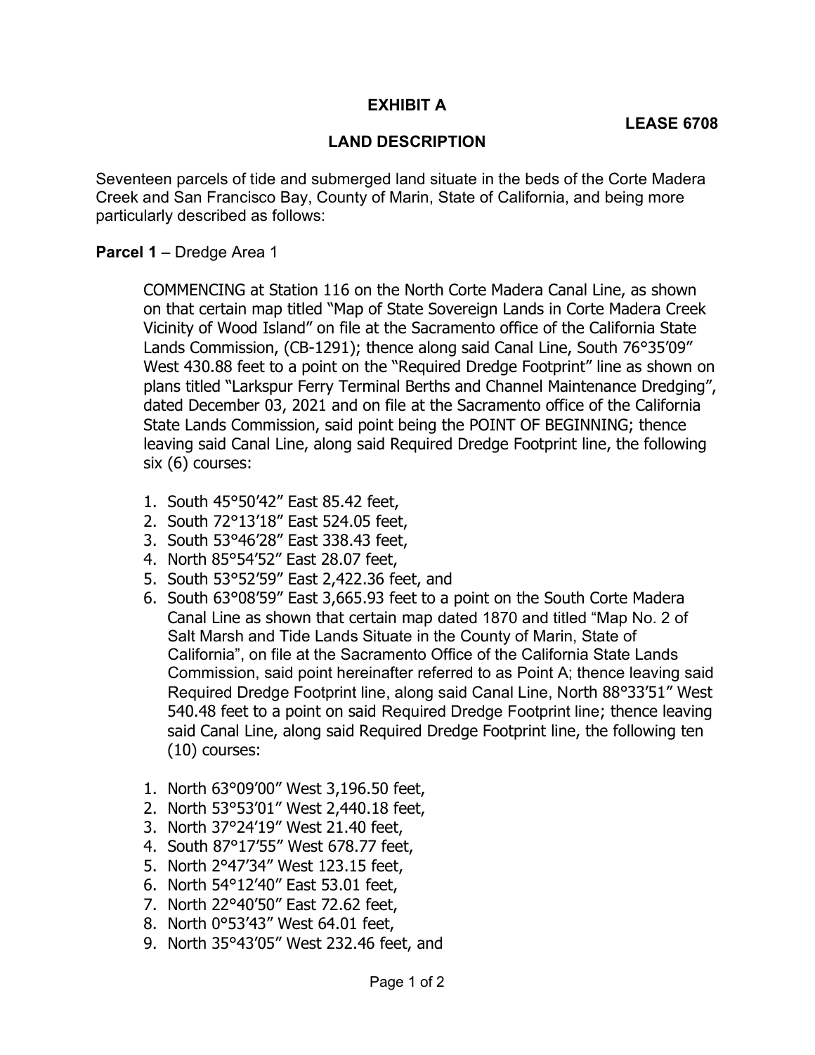**EXHIBIT A**

**LEASE 6708**

**LAND DESCRIPTION**

Seventeen parcels of tide and submerged land situate in the beds of the Corte Madera Creek and San Francisco Bay, County of Marin, State of California, and being more particularly described as follows:

**Parcel 1** – Dredge Area 1

COMMENCING at Station 116 on the North Corte Madera Canal Line, as shown on that certain map titled "Map of State Sovereign Lands in Corte Madera Creek Vicinity of Wood Island" on file at the Sacramento office of the California State Lands Commission, (CB-1291); thence along said Canal Line, South 76°35'09" West 430.88 feet to a point on the "Required Dredge Footprint" line as shown on plans titled "Larkspur Ferry Terminal Berths and Channel Maintenance Dredging", dated December 03, 2021 and on file at the Sacramento office of the California State Lands Commission, said point being the POINT OF BEGINNING; thence leaving said Canal Line, along said Required Dredge Footprint line, the following six (6) courses:

1. South 45°50'42" East 85.42 feet,
2. South 72°13'18" East 524.05 feet,
3. South 53°46'28" East 338.43 feet,
4. North 85°54'52" East 28.07 feet,
5. South 53°52'59" East 2,422.36 feet, and
6. South 63°08'59" East 3,665.93 feet to a point on the South Corte Madera Canal Line as shown that certain map dated 1870 and titled "Map No. 2 of Salt Marsh and Tide Lands Situate in the County of Marin, State of California", on file at the Sacramento Office of the California State Lands Commission, said point hereinafter referred to as Point A; thence leaving said Required Dredge Footprint line, along said Canal Line, North 88°33'51" West 540.48 feet to a point on said Required Dredge Footprint line; thence leaving said Canal Line, along said Required Dredge Footprint line, the following ten (10) courses:

1. North 63°09'00" West 3,196.50 feet,
2. North 53°53'01" West 2,440.18 feet,
3. North 37°24'19" West 21.40 feet,
4. South 87°17'55" West 678.77 feet,
5. North 2°47'34" West 123.15 feet,
6. North 54°12'40" East 53.01 feet,
7. North 22°40'50" East 72.62 feet,
8. North 0°53'43" West 64.01 feet,
9. North 35°43'05" West 232.46 feet, and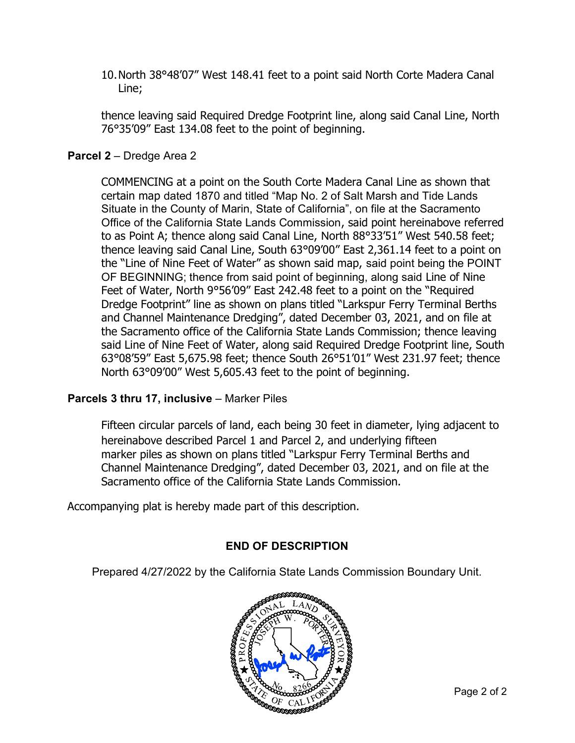10. North 38°48′07″ West 148.41 feet to a point said North Corte Madera Canal Line;

thence leaving said Required Dredge Footprint line, along said Canal Line, North 76°35′09″ East 134.08 feet to the point of beginning.

**Parcel 2** – Dredge Area 2

COMMENCING at a point on the South Corte Madera Canal Line as shown that certain map dated 1870 and titled "Map No. 2 of Salt Marsh and Tide Lands Situate in the County of Marin, State of California", on file at the Sacramento Office of the California State Lands Commission, said point hereinabove referred to as Point A; thence along said Canal Line, North 88°33′51″ West 540.58 feet; thence leaving said Canal Line, South 63°09′00″ East 2,361.14 feet to a point on the "Line of Nine Feet of Water" as shown said map, said point being the POINT OF BEGINNING; thence from said point of beginning, along said Line of Nine Feet of Water, North 9°56′09″ East 242.48 feet to a point on the "Required Dredge Footprint" line as shown on plans titled "Larkspur Ferry Terminal Berths and Channel Maintenance Dredging", dated December 03, 2021, and on file at the Sacramento office of the California State Lands Commission; thence leaving said Line of Nine Feet of Water, along said Required Dredge Footprint line, South 63°08′59″ East 5,675.98 feet; thence South 26°51′01″ West 231.97 feet; thence North 63°09′00″ West 5,605.43 feet to the point of beginning.

**Parcels 3 thru 17, inclusive** – Marker Piles

Fifteen circular parcels of land, each being 30 feet in diameter, lying adjacent to hereinabove described Parcel 1 and Parcel 2, and underlying fifteen marker piles as shown on plans titled "Larkspur Ferry Terminal Berths and Channel Maintenance Dredging", dated December 03, 2021, and on file at the Sacramento office of the California State Lands Commission.

Accompanying plat is hereby made part of this description.

**END OF DESCRIPTION**

Prepared 4/27/2022 by the California State Lands Commission Boundary Unit.

PROFESSIONAL LAND SURVEYOR
JOSEPH W. PORTER
No. 8266
STATE OF CALIFORNIA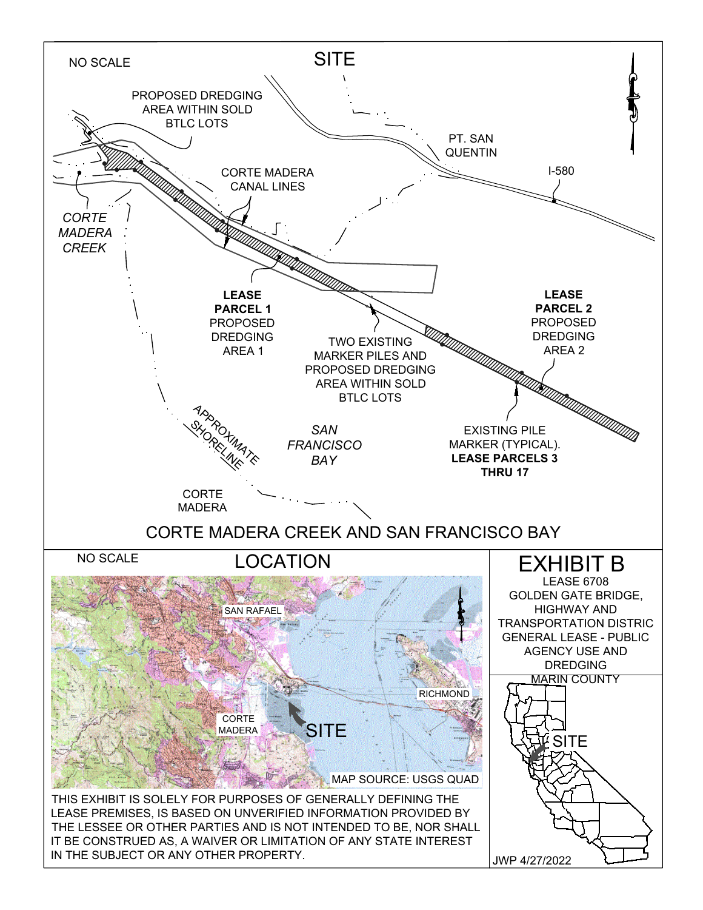NO SCALE

# SITE

PROPOSED DREDGING AREA WITHIN SOLD BTLC LOTS

PT. SAN QUENTIN

I-580

CORTE MADERA CANAL LINES

*CORTE MADERA CREEK*

**LEASE PARCEL 1** PROPOSED DREDGING AREA 1

**LEASE PARCEL 2** PROPOSED DREDGING AREA 2

TWO EXISTING MARKER PILES AND PROPOSED DREDGING AREA WITHIN SOLD BTLC LOTS

EXISTING PILE MARKER (TYPICAL). **LEASE PARCELS 3 THRU 17**

APPROXIMATE SHORELINE

*SAN FRANCISCO BAY*

CORTE MADERA

CORTE MADERA CREEK AND SAN FRANCISCO BAY

NO SCALE

## LOCATION

SAN RAFAEL

RICHMOND

CORTE MADERA

SITE

MAP SOURCE: USGS QUAD

THIS EXHIBIT IS SOLELY FOR PURPOSES OF GENERALLY DEFINING THE LEASE PREMISES, IS BASED ON UNVERIFIED INFORMATION PROVIDED BY THE LESSEE OR OTHER PARTIES AND IS NOT INTENDED TO BE, NOR SHALL IT BE CONSTRUED AS, A WAIVER OR LIMITATION OF ANY STATE INTEREST IN THE SUBJECT OR ANY OTHER PROPERTY.

# EXHIBIT B

LEASE 6708
GOLDEN GATE BRIDGE, HIGHWAY AND TRANSPORTATION DISTRIC
GENERAL LEASE - PUBLIC AGENCY USE AND DREDGING
MARIN COUNTY

SITE

JWP 4/27/2022